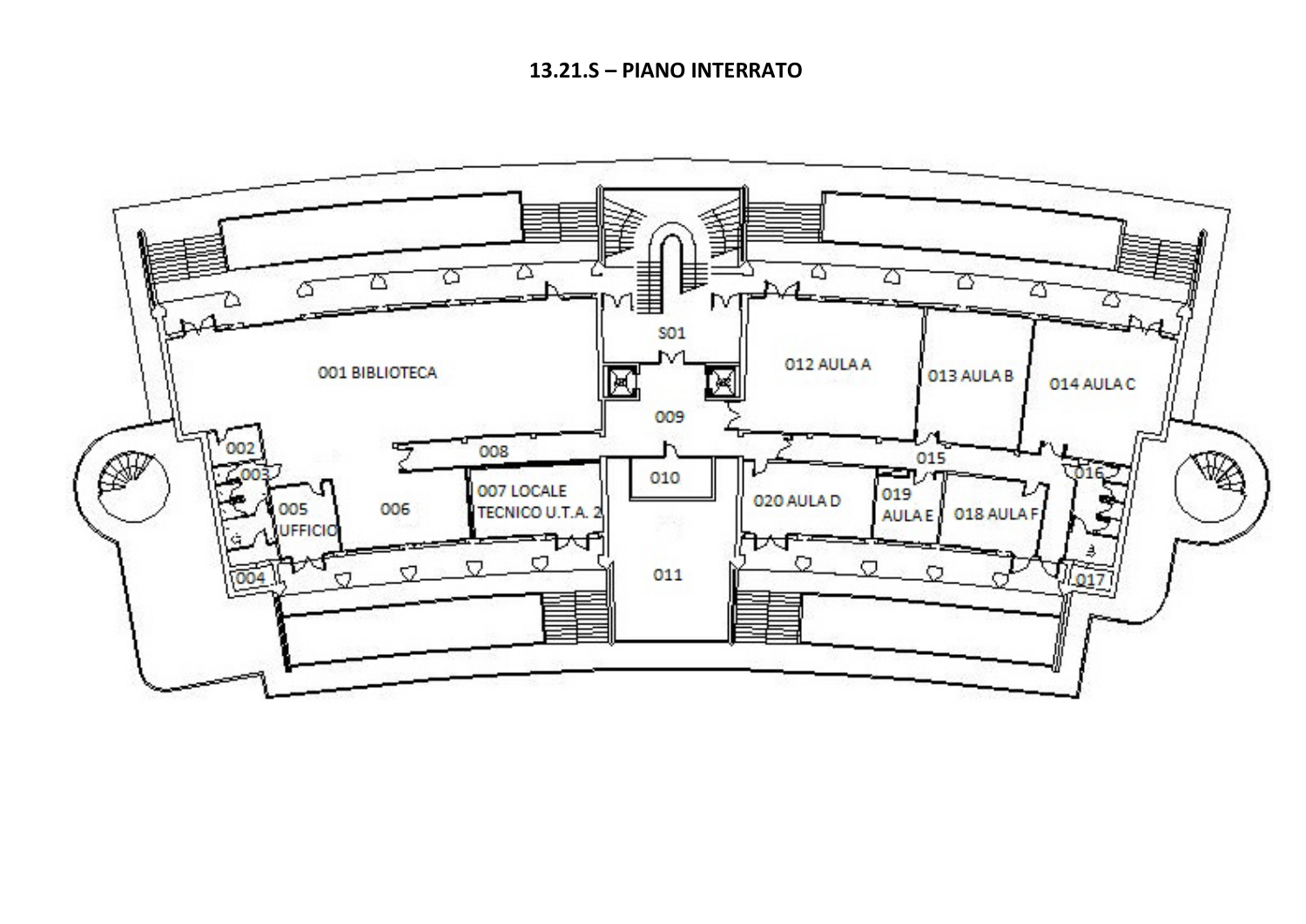**13.21.S – PIANO INTERRATO**

S01

001 BIBLIOTECA

002

003

004

005 UFFICIO

006

007 LOCALE TECNICO U.T.A. 2

008

009

010

011

012 AULA A

013 AULA B

014 AULA C

015

016

017

018 AULA F

019 AULA E

020 AULA D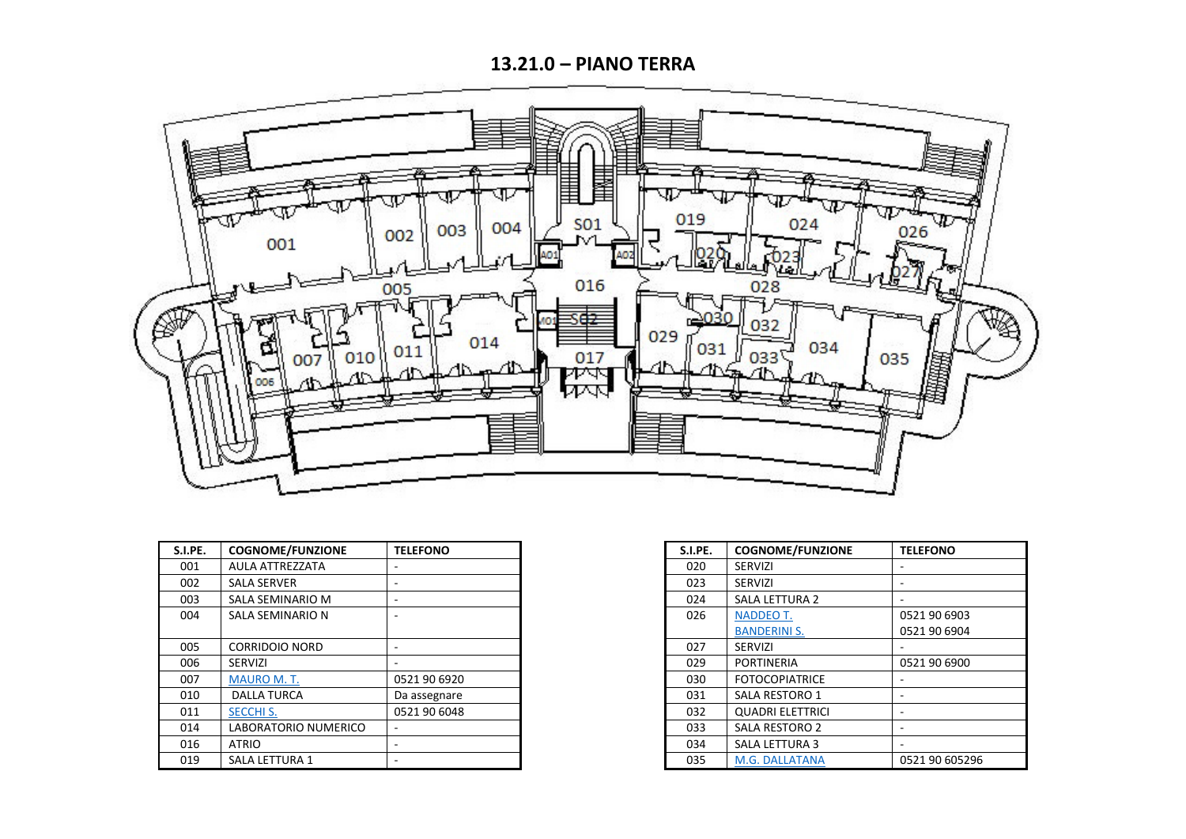# 13.21.0 – PIANO TERRA

| S.I.PE. | COGNOME/FUNZIONE | TELEFONO |
|---|---|---|
| 001 | AULA ATTREZZATA | - |
| 002 | SALA SERVER | - |
| 003 | SALA SEMINARIO M | - |
| 004 | SALA SEMINARIO N | - |
| 005 | CORRIDOIO NORD | - |
| 006 | SERVIZI | - |
| 007 | MAURO M. T. | 0521 90 6920 |
| 010 | DALLA TURCA | Da assegnare |
| 011 | SECCHI S. | 0521 90 6048 |
| 014 | LABORATORIO NUMERICO | - |
| 016 | ATRIO | - |
| 019 | SALA LETTURA 1 | - |

| S.I.PE. | COGNOME/FUNZIONE | TELEFONO |
|---|---|---|
| 020 | SERVIZI | - |
| 023 | SERVIZI | - |
| 024 | SALA LETTURA 2 | - |
| 026 | NADDEO T.<br>BANDERINI S. | 0521 90 6903<br>0521 90 6904 |
| 027 | SERVIZI | - |
| 029 | PORTINERIA | 0521 90 6900 |
| 030 | FOTOCOPIATRICE | - |
| 031 | SALA RESTORO 1 | - |
| 032 | QUADRI ELETTRICI | - |
| 033 | SALA RESTORO 2 | - |
| 034 | SALA LETTURA 3 | - |
| 035 | M.G. DALLATANA | 0521 90 605296 |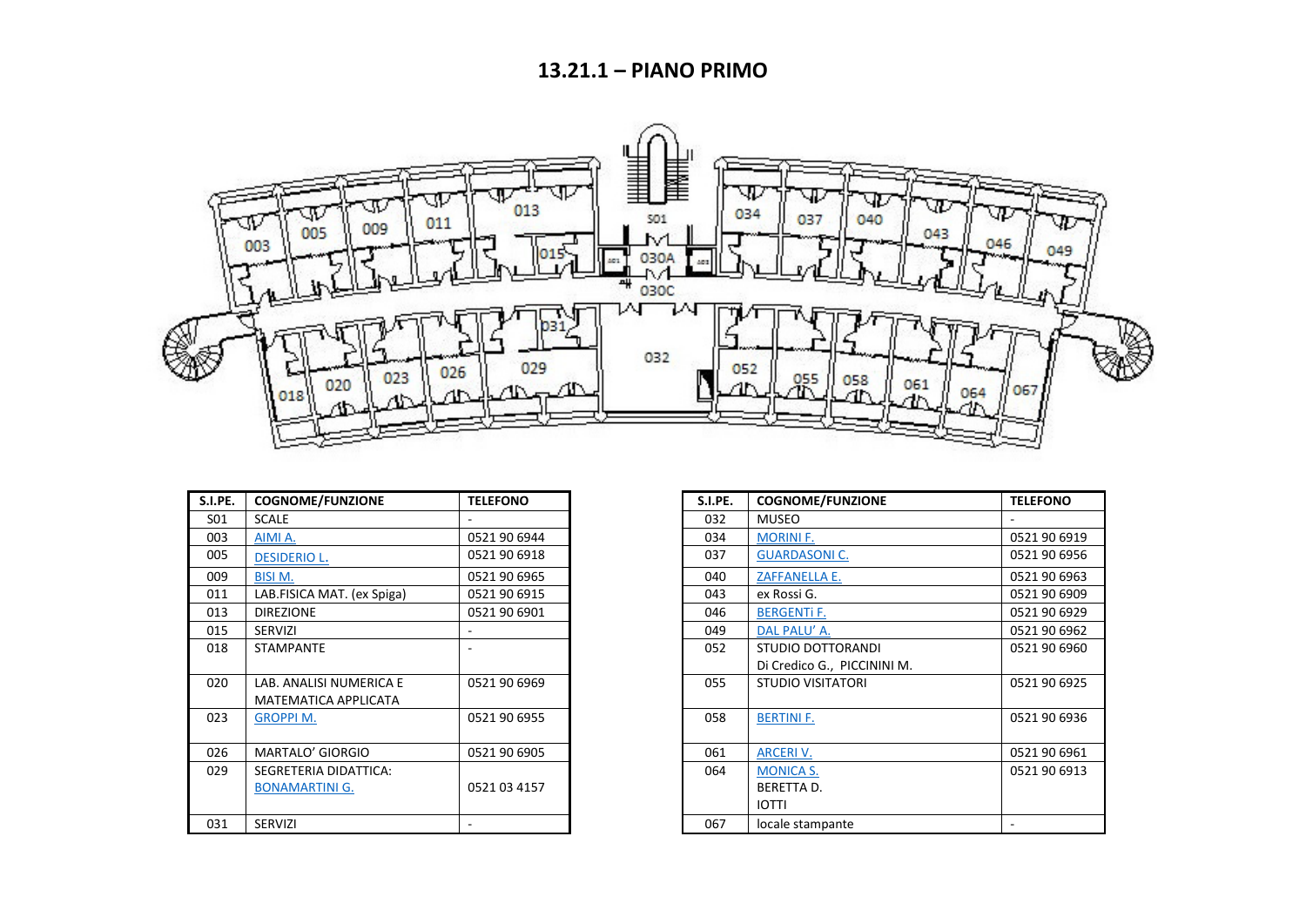## 13.21.1 – PIANO PRIMO

| S.I.PE. | COGNOME/FUNZIONE | TELEFONO |
|---|---|---|
| S01 | SCALE | - |
| 003 | AIMI A. | 0521 90 6944 |
| 005 | DESIDERIO L. | 0521 90 6918 |
| 009 | BISI M. | 0521 90 6965 |
| 011 | LAB.FISICA MAT. (ex Spiga) | 0521 90 6915 |
| 013 | DIREZIONE | 0521 90 6901 |
| 015 | SERVIZI | - |
| 018 | STAMPANTE | - |
| 020 | LAB. ANALISI NUMERICA E MATEMATICA APPLICATA | 0521 90 6969 |
| 023 | GROPPI M. | 0521 90 6955 |
| 026 | MARTALO' GIORGIO | 0521 90 6905 |
| 029 | SEGRETERIA DIDATTICA: BONAMARTINI G. | 0521 03 4157 |
| 031 | SERVIZI | - |

| S.I.PE. | COGNOME/FUNZIONE | TELEFONO |
|---|---|---|
| 032 | MUSEO | - |
| 034 | MORINI F. | 0521 90 6919 |
| 037 | GUARDASONI C. | 0521 90 6956 |
| 040 | ZAFFANELLA E. | 0521 90 6963 |
| 043 | ex Rossi G. | 0521 90 6909 |
| 046 | BERGENTi F. | 0521 90 6929 |
| 049 | DAL PALU' A. | 0521 90 6962 |
| 052 | STUDIO DOTTORANDI Di Credico G., PICCININI M. | 0521 90 6960 |
| 055 | STUDIO VISITATORI | 0521 90 6925 |
| 058 | BERTINI F. | 0521 90 6936 |
| 061 | ARCERI V. | 0521 90 6961 |
| 064 | MONICA S. BERETTA D. IOTTI | 0521 90 6913 |
| 067 | locale stampante | - |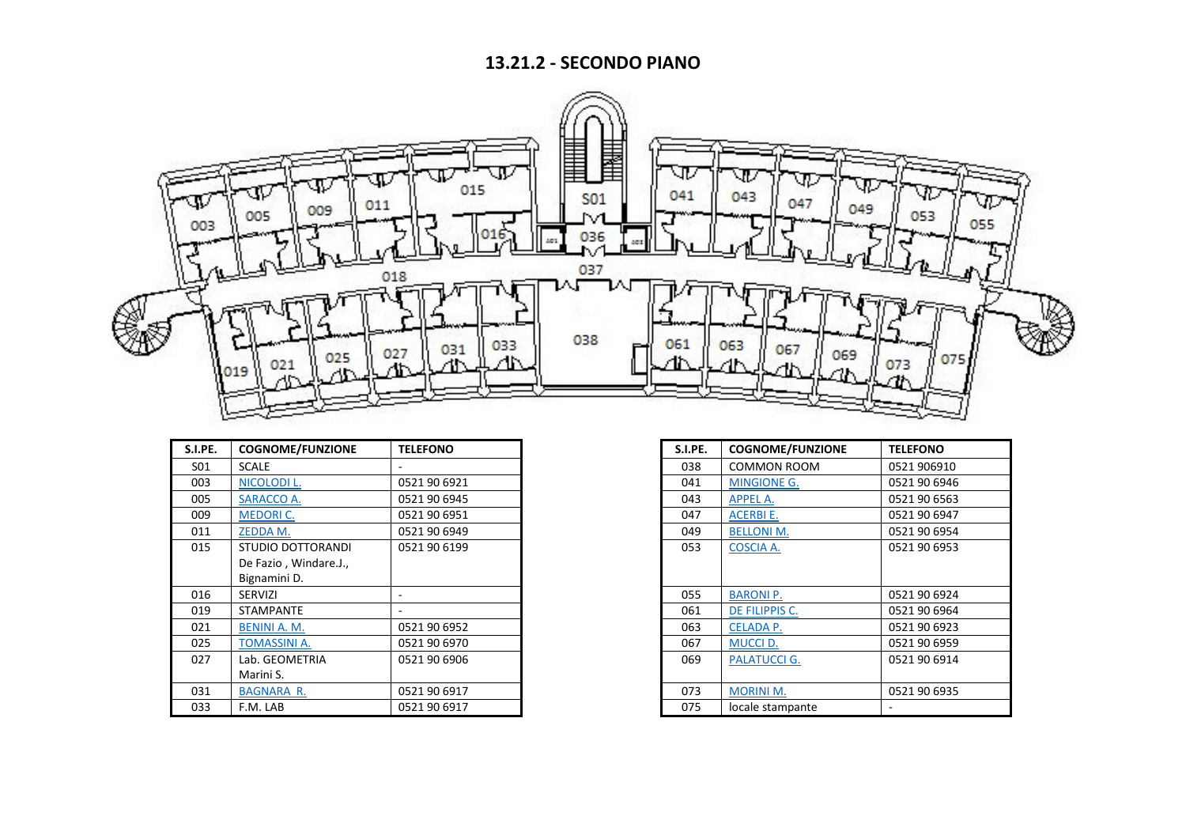## 13.21.2 - SECONDO PIANO

| S.I.PE. | COGNOME/FUNZIONE | TELEFONO |
|---|---|---|
| S01 | SCALE | - |
| 003 | NICOLODI L. | 0521 90 6921 |
| 005 | SARACCO A. | 0521 90 6945 |
| 009 | MEDORI C. | 0521 90 6951 |
| 011 | ZEDDA M. | 0521 90 6949 |
| 015 | STUDIO DOTTORANDI De Fazio , Windare.J., Bignamini D. | 0521 90 6199 |
| 016 | SERVIZI | - |
| 019 | STAMPANTE | - |
| 021 | BENINI A. M. | 0521 90 6952 |
| 025 | TOMASSINI A. | 0521 90 6970 |
| 027 | Lab. GEOMETRIA Marini S. | 0521 90 6906 |
| 031 | BAGNARA R. | 0521 90 6917 |
| 033 | F.M. LAB | 0521 90 6917 |

| S.I.PE. | COGNOME/FUNZIONE | TELEFONO |
|---|---|---|
| 038 | COMMON ROOM | 0521 906910 |
| 041 | MINGIONE G. | 0521 90 6946 |
| 043 | APPEL A. | 0521 90 6563 |
| 047 | ACERBI E. | 0521 90 6947 |
| 049 | BELLONI M. | 0521 90 6954 |
| 053 | COSCIA A. | 0521 90 6953 |
| 055 | BARONI P. | 0521 90 6924 |
| 061 | DE FILIPPIS C. | 0521 90 6964 |
| 063 | CELADA P. | 0521 90 6923 |
| 067 | MUCCI D. | 0521 90 6959 |
| 069 | PALATUCCI G. | 0521 90 6914 |
| 073 | MORINI M. | 0521 90 6935 |
| 075 | locale stampante | - |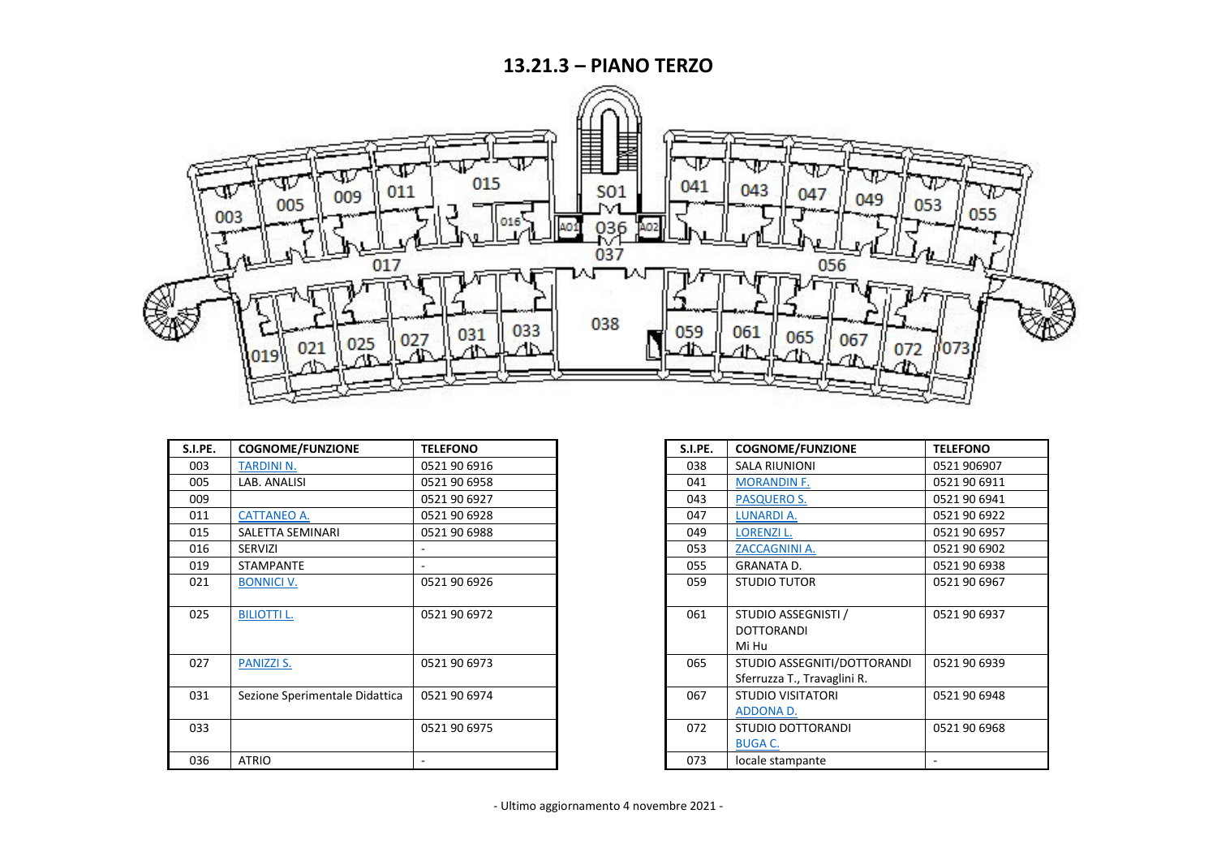## 13.21.3 – PIANO TERZO

| S.I.PE. | COGNOME/FUNZIONE | TELEFONO |
|---|---|---|
| 003 | TARDINI N. | 0521 90 6916 |
| 005 | LAB. ANALISI | 0521 90 6958 |
| 009 | | 0521 90 6927 |
| 011 | CATTANEO A. | 0521 90 6928 |
| 015 | SALETTA SEMINARI | 0521 90 6988 |
| 016 | SERVIZI | - |
| 019 | STAMPANTE | - |
| 021 | BONNICI V. | 0521 90 6926 |
| 025 | BILIOTTI L. | 0521 90 6972 |
| 027 | PANIZZI S. | 0521 90 6973 |
| 031 | Sezione Sperimentale Didattica | 0521 90 6974 |
| 033 | | 0521 90 6975 |
| 036 | ATRIO | - |

| S.I.PE. | COGNOME/FUNZIONE | TELEFONO |
|---|---|---|
| 038 | SALA RIUNIONI | 0521 906907 |
| 041 | MORANDIN F. | 0521 90 6911 |
| 043 | PASQUERO S. | 0521 90 6941 |
| 047 | LUNARDI A. | 0521 90 6922 |
| 049 | LORENZI L. | 0521 90 6957 |
| 053 | ZACCAGNINI A. | 0521 90 6902 |
| 055 | GRANATA D. | 0521 90 6938 |
| 059 | STUDIO TUTOR | 0521 90 6967 |
| 061 | STUDIO ASSEGNISTI / DOTTORANDI Mi Hu | 0521 90 6937 |
| 065 | STUDIO ASSEGNITI/DOTTORANDI Sferruzza T., Travaglini R. | 0521 90 6939 |
| 067 | STUDIO VISITATORI ADDONA D. | 0521 90 6948 |
| 072 | STUDIO DOTTORANDI BUGA C. | 0521 90 6968 |
| 073 | locale stampante | - |

- Ultimo aggiornamento 4 novembre 2021 -